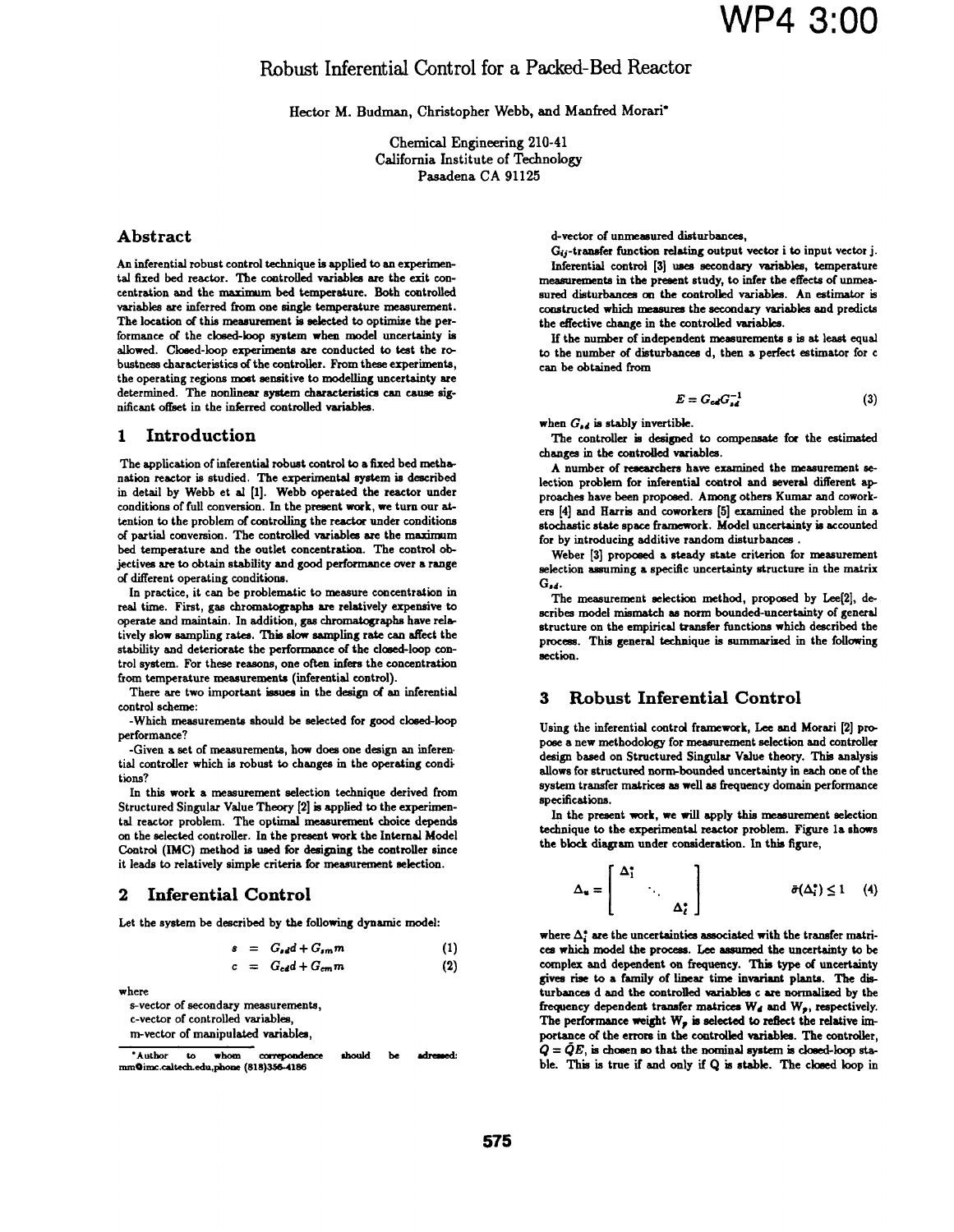# Robust Inferential Control for a Packed-Bed Reactor

Hector M. Budman, Christopher Webb, and Manfred Morari*

Chemical Engineering 210-41
California Institute of Technology
Pasadena CA 91125

## Abstract

An inferential robust control technique is applied to an experimental fixed bed reactor. The controlled variables are the exit concentration and the maximum bed temperature. Both controlled variables are inferred from one single temperature measurement. The location of this measurement is selected to optimize the performance of the closed-loop system when model uncertainty is allowed. Closed-loop experiments are conducted to test the robustness characteristics of the controller. From these experiments, the operating regions most sensitive to modelling uncertainty are determined. The nonlinear system characteristics can cause significant offset in the inferred controlled variables.

## 1 Introduction

The application of inferential robust control to a fixed bed methanation reactor is studied. The experimental system is described in detail by Webb et al [1]. Webb operated the reactor under conditions of full conversion. In the present work, we turn our attention to the problem of controlling the reactor under conditions of partial conversion. The controlled variables are the maximum bed temperature and the outlet concentration. The control objectives are to obtain stability and good performance over a range of different operating conditions.

In practice, it can be problematic to measure concentration in real time. First, gas chromatographs are relatively expensive to operate and maintain. In addition, gas chromatographs have relatively slow sampling rates. This slow sampling rate can affect the stability and deteriorate the performance of the closed-loop control system. For these reasons, one often infers the concentration from temperature measurements (inferential control).

There are two important issues in the design of an inferential control scheme:

-Which measurements should be selected for good closed-loop performance?

-Given a set of measurements, how does one design an inferential controller which is robust to changes in the operating conditions?

In this work a measurement selection technique derived from Structured Singular Value Theory [2] is applied to the experimental reactor problem. The optimal measurement choice depends on the selected controller. In the present work the Internal Model Control (IMC) method is used for designing the controller since it leads to relatively simple criteria for measurement selection.

## 2 Inferential Control

Let the system be described by the following dynamic model:

$$s = G_{sd}d + G_{sm}m \quad (1)$$

$$c = G_{cd}d + G_{cm}m \quad (2)$$

where

s-vector of secondary measurements,

c-vector of controlled variables,

m-vector of manipulated variables,

d-vector of unmeasured disturbances,

$G_{ij}$-transfer function relating output vector i to input vector j.

Inferential control [3] uses secondary variables, temperature measurements in the present study, to infer the effects of unmeasured disturbances on the controlled variables. An estimator is constructed which measures the secondary variables and predicts the effective change in the controlled variables.

If the number of independent measurements s is at least equal to the number of disturbances d, then a perfect estimator for c can be obtained from

$$E = G_{cd}G_{sd}^{-1} \quad (3)$$

when $G_{sd}$ is stably invertible.

The controller is designed to compensate for the estimated changes in the controlled variables.

A number of researchers have examined the measurement selection problem for inferential control and several different approaches have been proposed. Among others Kumar and coworkers [4] and Harris and coworkers [5] examined the problem in a stochastic state space framework. Model uncertainty is accounted for by introducing additive random disturbances.

Weber [3] proposed a steady state criterion for measurement selection assuming a specific uncertainty structure in the matrix $G_{sd}$.

The measurement selection method, proposed by Lee[2], describes model mismatch as norm bounded-uncertainty of general structure on the empirical transfer functions which described the process. This general technique is summarized in the following section.

## 3 Robust Inferential Control

Using the inferential control framework, Lee and Morari [2] propose a new methodology for measurement selection and controller design based on Structured Singular Value theory. This analysis allows for structured norm-bounded uncertainty in each one of the system transfer matrices as well as frequency domain performance specifications.

In the present work, we will apply this measurement selection technique to the experimental reactor problem. Figure 1a shows the block diagram under consideration. In this figure,

$$\Delta_u = \begin{bmatrix} \Delta_1^* & & \\ & \ddots & \\ & & \Delta_\ell^* \end{bmatrix} \qquad \bar{\sigma}(\Delta_i^*) \leq 1 \quad (4)$$

where $\Delta_i^*$ are the uncertainties associated with the transfer matrices which model the process. Lee assumed the uncertainty to be complex and dependent on frequency. This type of uncertainty gives rise to a family of linear time invariant plants. The disturbances d and the controlled variables c are normalized by the frequency dependent transfer matrices $W_d$ and $W_p$, respectively. The performance weight $W_p$ is selected to reflect the relative importance of the errors in the controlled variables. The controller, $Q = \tilde{Q}E$, is chosen so that the nominal system is closed-loop stable. This is true if and only if Q is stable. The closed loop in

*Author to whom correspondence should be adressed: mm@imc.caltech.edu,phone (818)356-4186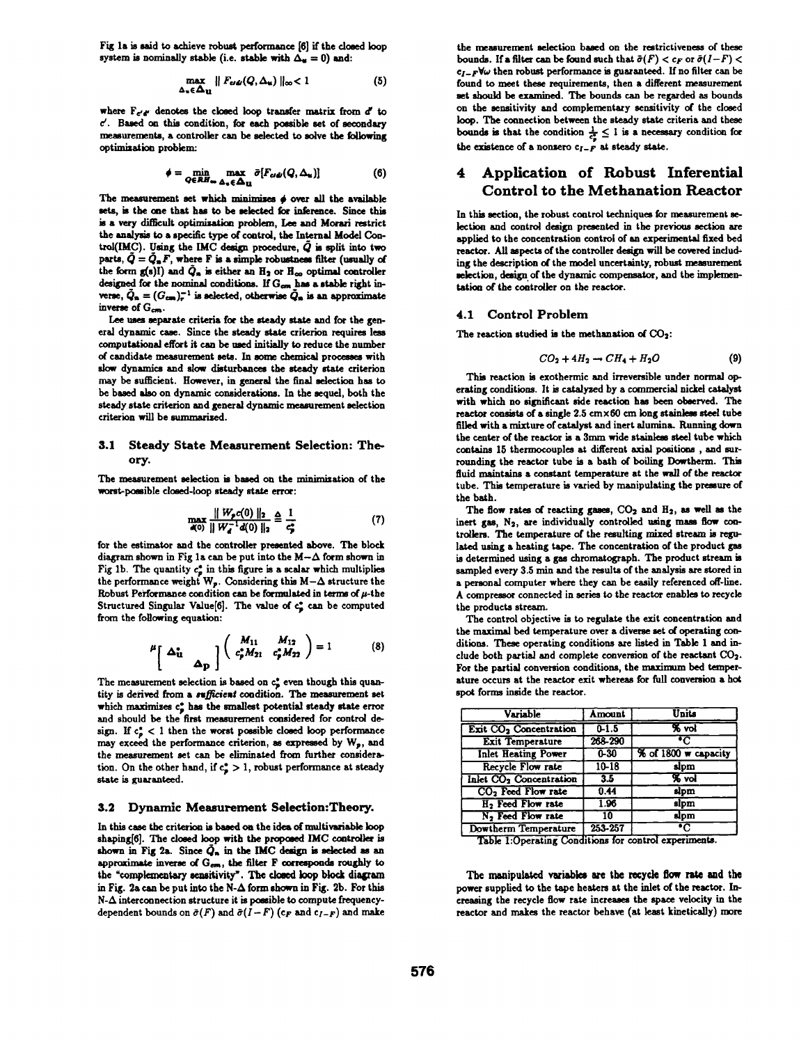Fig 1a is said to achieve robust performance [6] if the closed loop system is nominally stable (i.e. stable with $\Delta_u = 0$) and:

$$\max_{\Delta_u \in \mathbf{\Delta_U}} \| F_{e'd'}(Q, \Delta_u) \|_\infty < 1 \tag{5}$$

where $F_{e'd'}$ denotes the closed loop transfer matrix from $d'$ to $e'$. Based on this condition, for each possible set of secondary measurements, a controller can be selected to solve the following optimization problem:

$$\phi = \min_{Q \in RH_\infty} \max_{\Delta_u \in \mathbf{\Delta_U}} \bar{\sigma}[F_{e'd'}(Q, \Delta_u)] \tag{6}$$

The measurement set which minimizes $\phi$ over all the available sets, is the one that has to be selected for inference. Since this is a very difficult optimization problem, Lee and Morari restrict the analysis to a specific type of control, the Internal Model Control(IMC). Using the IMC design procedure, $\tilde{Q}$ is split into two parts, $\tilde{Q} = \tilde{Q}_n F$, where F is a simple robustness filter (usually of the form g(s)I) and $\tilde{Q}_n$ is either an $H_2$ or $H_\infty$ optimal controller designed for the nominal conditions. If $G_{cm}$ has a stable right inverse, $\tilde{Q}_n = (G_{cm})_r^{-1}$ is selected, otherwise $\tilde{Q}_n$ is an approximate inverse of $G_{cm}$.

Lee uses separate criteria for the steady state and for the general dynamic case. Since the steady state criterion requires less computational effort it can be used initially to reduce the number of candidate measurement sets. In some chemical processes with slow dynamics and slow disturbances the steady state criterion may be sufficient. However, in general the final selection has to be based also on dynamic considerations. In the sequel, both the steady state criterion and general dynamic measurement selection criterion will be summarized.

### 3.1 Steady State Measurement Selection: Theory.

The measurement selection is based on the minimization of the worst-possible closed-loop steady state error:

$$\max_{d(0)} \frac{\| W_p e(0) \|_2}{\| W_d^{-1} d(0) \|_2} \triangleq \frac{1}{c_p^*} \tag{7}$$

for the estimator and the controller presented above. The block diagram shown in Fig 1a can be put into the M−Δ form shown in Fig 1b. The quantity $c_p^*$ in this figure is a scalar which multiplies the performance weight $W_p$. Considering this M−Δ structure the Robust Performance condition can be formulated in terms of $\mu$-the Structured Singular Value[6]. The value of $c_p^*$ can be computed from the following equation:

$$\mu \begin{bmatrix} \Delta_u^* & \\ & \Delta_P \end{bmatrix} \begin{pmatrix} M_{11} & M_{12} \\ c_p^* M_{21} & c_p^* M_{22} \end{pmatrix} = 1 \tag{8}$$

The measurement selection is based on $c_p^*$ even though this quantity is derived from a *sufficient* condition. The measurement set which maximizes $c_p^*$ has the smallest potential steady state error and should be the first measurement considered for control design. If $c_p^* < 1$ then the worst possible closed loop performance may exceed the performance criterion, as expressed by $W_p$, and the measurement set can be eliminated from further consideration. On the other hand, if $c_p^* > 1$, robust performance at steady state is guaranteed.

### 3.2 Dynamic Measurement Selection:Theory.

In this case the criterion is based on the idea of multivariable loop shaping[6]. The closed loop with the proposed IMC controller is shown in Fig 2a. Since $\tilde{Q}_n$ in the IMC design is selected as an approximate inverse of $G_{cm}$, the filter F corresponds roughly to the "complementary sensitivity". The closed loop block diagram in Fig. 2a can be put into the N-Δ form shown in Fig. 2b. For this N-Δ interconnection structure it is possible to compute frequency-dependent bounds on $\bar{\sigma}(F)$ and $\bar{\sigma}(I-F)$ ($c_F$ and $c_{I-F}$) and make the measurement selection based on the restrictiveness of these bounds. If a filter can be found such that $\bar{\sigma}(F) < c_F$ or $\bar{\sigma}(I-F) < c_{I-F} \forall \omega$ then robust performance is guaranteed. If no filter can be found to meet these requirements, then a different measurement set should be examined. The bounds can be regarded as bounds on the sensitivity and complementary sensitivity of the closed loop. The connection between the steady state criteria and these bounds is that the condition $\frac{1}{c_p^*} \leq 1$ is a necessary condition for the existence of a nonzero $c_{I-F}$ at steady state.

## 4 Application of Robust Inferential Control to the Methanation Reactor

In this section, the robust control techniques for measurement selection and control design presented in the previous section are applied to the concentration control of an experimental fixed bed reactor. All aspects of the controller design will be covered including the description of the model uncertainty, robust measurement selection, design of the dynamic compensator, and the implementation of the controller on the reactor.

### 4.1 Control Problem

The reaction studied is the methanation of $CO_2$:

$$CO_2 + 4H_2 \rightarrow CH_4 + H_2O \tag{9}$$

This reaction is exothermic and irreversible under normal operating conditions. It is catalyzed by a commercial nickel catalyst with which no significant side reaction has been observed. The reactor consists of a single 2.5 cm×60 cm long stainless steel tube filled with a mixture of catalyst and inert alumina. Running down the center of the reactor is a 3mm wide stainless steel tube which contains 15 thermocouples at different axial positions , and surrounding the reactor tube is a bath of boiling Dowtherm. This fluid maintains a constant temperature at the wall of the reactor tube. This temperature is varied by manipulating the pressure of the bath.

The flow rates of reacting gases, $CO_2$ and $H_2$, as well as the inert gas, $N_2$, are individually controlled using mass flow controllers. The temperature of the resulting mixed stream is regulated using a heating tape. The concentration of the product gas is determined using a gas chromatograph. The product stream is sampled every 3.5 min and the results of the analysis are stored in a personal computer where they can be easily referenced off-line. A compressor connected in series to the reactor enables to recycle the products stream.

The control objective is to regulate the exit concentration and the maximal bed temperature over a diverse set of operating conditions. These operating conditions are listed in Table 1 and include both partial and complete conversion of the reactant $CO_2$. For the partial conversion conditions, the maximum bed temperature occurs at the reactor exit whereas for full conversion a hot spot forms inside the reactor.

| Variable | Amount | Units |
|---|---|---|
| Exit $CO_2$ Concentration | 0-1.5 | % vol |
| Exit Temperature | 268-290 | °C |
| Inlet Heating Power | 0-30 | % of 1800 w capacity |
| Recycle Flow rate | 10-18 | slpm |
| Inlet $CO_2$ Concentration | 3.5 | % vol |
| $CO_2$ Feed Flow rate | 0.44 | slpm |
| $H_2$ Feed Flow rate | 1.96 | slpm |
| $N_2$ Feed Flow rate | 10 | slpm |
| Dowtherm Temperature | 253-257 | °C |

Table 1:Operating Conditions for control experiments.

The manipulated variables are the recycle flow rate and the power supplied to the tape heaters at the inlet of the reactor. Increasing the recycle flow rate increases the space velocity in the reactor and makes the reactor behave (at least kinetically) more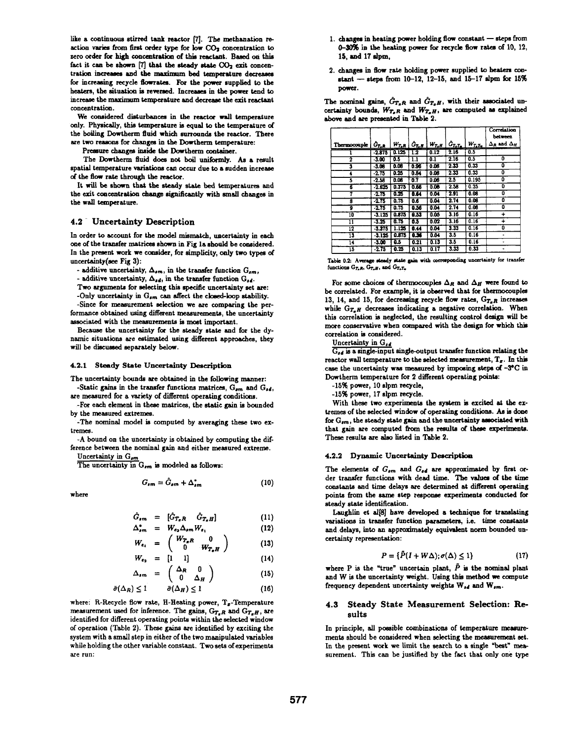like a continuous stirred tank reactor [7]. The methanation reaction varies from first order type for low $CO_2$ concentration to zero order for high concentration of this reactant. Based on this fact it can be shown [7] that the steady state $CO_2$ exit concentration increases and the maximum bed temperature decreases for increasing recycle flowrates. For the power supplied to the heaters, the situation is reversed. Increases in the power tend to increase the maximum temperature and decrease the exit reactant concentration.

We considered disturbances in the reactor wall temperature only. Physically, this temperature is equal to the temperature of the boiling Dowtherm fluid which surrounds the reactor. There are two reasons for changes in the Dowtherm temperature:

Pressure changes inside the Dowtherm container.

The Dowtherm fluid does not boil uniformly. As a result spatial temperature variations can occur due to a sudden increase of the flow rate through the reactor.

It will be shown that the steady state bed temperatures and the exit concentration change significantly with small changes in the wall temperature.

## 4.2 Uncertainty Description

In order to account for the model mismatch, uncertainty in each one of the transfer matrices shown in Fig 1a should be considered. In the present work we consider, for simplicity, only two types of uncertainty(see Fig 3):

- additive uncertainty, $\Delta_{sm}$, in the transfer function $G_{sm}$,
- additive uncertainty, $\Delta_{sd}$, in the transfer function $G_{sd}$.

Two arguments for selecting this specific uncertainty set are:

-Only uncertainty in $G_{sm}$ can affect the closed-loop stability.

-Since for measurement selection we are comparing the performance obtained using different measurements, the uncertainty associated with the measurements is most important.

Because the uncertainty for the steady state and for the dynamic situations are estimated using different approaches, they will be discussed separately below.

### 4.2.1 Steady State Uncertainty Description

The uncertainty bounds are obtained in the following manner:

-Static gains in the transfer functions matrices, $G_{sm}$ and $G_{sd}$, are measured for a variety of different operating conditions.

-For each element in these matrices, the static gain is bounded by the measured extremes.

-The nominal model is computed by averaging these two extremes.

-A bound on the uncertainty is obtained by computing the difference between the nominal gain and either measured extreme.

Uncertainty in $G_{sm}$

The uncertainty in $G_{sm}$ is modeled as follows:

$$G_{sm} = \hat{G}_{sm} + \Delta^*_{sm} \tag{10}$$

where

$$\hat{G}_{sm} = [\hat{G}_{T_sR} \quad \hat{G}_{T_sH}] \tag{11}$$

$$\Delta^*_{sm} = W_{e_2}\Delta_{sm}W_{e_1} \tag{12}$$

$$W_{e_1} = \begin{pmatrix} W_{T_sR} & 0 \\ 0 & W_{T_sH} \end{pmatrix} \tag{13}$$

$$W_{e_2} = [1 \quad 1] \tag{14}$$

$$\Delta_{sm} = \begin{pmatrix} \Delta_R & 0 \\ 0 & \Delta_H \end{pmatrix} \tag{15}$$

$$\bar{\sigma}(\Delta_R) \leq 1 \qquad \bar{\sigma}(\Delta_H) \leq 1 \tag{16}$$

where: R-Recycle flow rate, H-Heating power, $T_s$-Temperature measurement used for inference. The gains, $G_{T_sR}$ and $G_{T_sH}$, are identified for different operating points within the selected window of operation (Table 2). These gains are identified by exciting the system with a small step in either of the two manipulated variables while holding the other variable constant. Two sets of experiments are run:

1. changes in heating power holding flow constant — steps from 0–30% in the heating power for recycle flow rates of 10, 12, 15, and 17 slpm,
2. changes in flow rate holding power supplied to heaters constant — steps from 10–12, 12–15, and 15–17 slpm for 15% power.

The nominal gains, $\hat{G}_{T_sR}$ and $\hat{G}_{T_sH}$, with their associated uncertainty bounds, $W_{T_sR}$ and $W_{T_sH}$, are computed as explained above and are presented in Table 2.

| Thermocouple | $\hat{G}_{T_sR}$ | $W_{T_sR}$ | $\hat{G}_{T_sH}$ | $W_{T_sH}$ | $\hat{G}_{T_sT_w}$ | $W_{T_sT_w}$ | Correlation between $\Delta_R$ and $\Delta_H$ |
|---|---|---|---|---|---|---|---|
| 1 | -2.875 | 0.125 | 1.2 | 0.12 | 2.16 | 0.5 | |
| 2 | -3.00 | 0.5 | 1.1 | 0.1 | 2.16 | 0.5 | 0 |
| 3 | -3.08 | 0.08 | 0.96 | 0.08 | 2.33 | 0.33 | 0 |
| 4 | -2.75 | 0.25 | 0.84 | 0.08 | 2.33 | 0.33 | 0 |
| 5 | -2.58 | 0.08 | 0.7 | 0.06 | 2.5 | 0.195 | 0 |
| 6 | -2.625 | 0.375 | 0.66 | 0.06 | 2.58 | 0.25 | 0 |
| 7 | -2.75 | 0.25 | 0.64 | 0.04 | 2.91 | 0.08 | 0 |
| 8 | -2.75 | 0.75 | 0.6 | 0.04 | 2.74 | 0.08 | 0 |
| 9 | -2.75 | 0.75 | 0.56 | 0.04 | 2.74 | 0.08 | 0 |
| 10 | -3.125 | 0.875 | 0.53 | 0.05 | 3.16 | 0.16 | + |
| 11 | -3.25 | 0.75 | 0.5 | 0.02 | 3.16 | 0.16 | + |
| 12 | -3.375 | 1.125 | 0.44 | 0.04 | 3.33 | 0.16 | 0 |
| 13 | -3.125 | 0.875 | 0.36 | 0.04 | 3.5 | 0.16 | - |
| 14 | -3.00 | 0.5 | 0.21 | 0.13 | 3.5 | 0.16 | - |
| 15 | -2.75 | 0.25 | 0.13 | 0.17 | 3.33 | 0.33 | - |

Table 0.2: Average steady state gain with corresponding uncertainty for transfer functions $G_{T_sR}$, $G_{T_sH}$, and $G_{T_sT_w}$

For some choices of thermocouples $\Delta_R$ and $\Delta_H$ were found to be correlated. For example, it is observed that for thermocouples 13, 14, and 15, for decreasing recycle flow rates, $G_{T_sR}$ increases while $G_{T_sH}$ decreases indicating a negative correlation. When this correlation is neglected, the resulting control design will be more conservative when compared with the design for which this correlation is considered.

Uncertainty in $G_{sd}$

$G_{sd}$ is a single-input single-output transfer function relating the reactor wall temperature to the selected measurement, $T_s$. In this case the uncertainty was measured by imposing steps of -3°C in Dowtherm temperature for 2 different operating points:

-15% power, 10 slpm recycle,

-15% power, 17 slpm recycle.

With these two experiments the system is excited at the extremes of the selected window of operating conditions. As is done for $G_{sm}$, the steady state gain and the uncertainty associated with that gain are computed from the results of these experiments. These results are also listed in Table 2.

### 4.2.2 Dynamic Uncertainty Description

The elements of $G_{sm}$ and $G_{sd}$ are approximated by first order transfer functions with dead time. The values of the time constants and time delays are determined at different operating points from the same step response experiments conducted for steady state identification.

Laughlin et al[8] have developed a technique for translating variations in transfer function parameters, i.e. time constants and delays, into an approximately equivalent norm bounded uncertainty representation:

$$P = \{\tilde{P}(I + W\Delta); \sigma(\Delta) \leq 1\} \tag{17}$$

where P is the "true" uncertain plant, $\tilde{P}$ is the nominal plant and W is the uncertainty weight. Using this method we compute frequency dependent uncertainty weights $W_{sd}$ and $W_{sm}$.

## 4.3 Steady State Measurement Selection: Results

In principle, all possible combinations of temperature measurements should be considered when selecting the measurement set. In the present work we limit the search to a single "best" measurement. This can be justified by the fact that only one type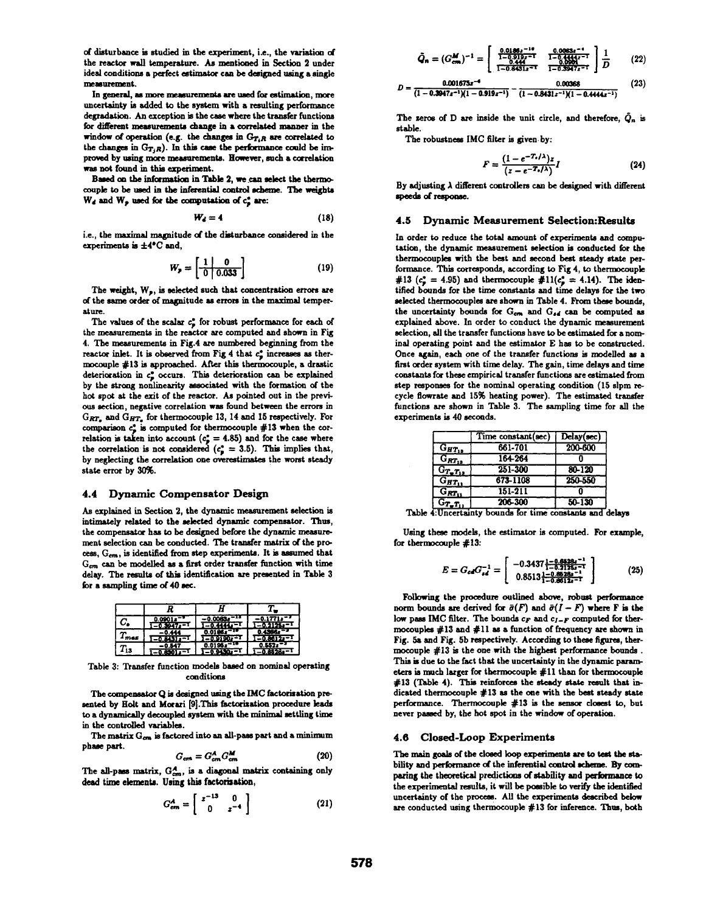of disturbance is studied in the experiment, i.e., the variation of the reactor wall temperature. As mentioned in Section 2 under ideal conditions a perfect estimator can be designed using a single measurement.

In general, as more measurements are used for estimation, more uncertainty is added to the system with a resulting performance degradation. An exception is the case where the transfer functions for different measurements change in a correlated manner in the window of operation (e.g. the changes in $G_{T_iR}$ are correlated to the changes in $G_{T_jR}$). In this case the performance could be improved by using more measurements. However, such a correlation was not found in this experiment.

Based on the information in Table 2, we can select the thermocouple to be used in the inferential control scheme. The weights $W_d$ and $W_p$ used for the computation of $c_p^*$ are:

$$W_d = 4 \tag{18}$$

i.e., the maximal magnitude of the disturbance considered in the experiments is $\pm 4°C$ and,

$$W_p = \left[\begin{array}{c|c} 1 & 0 \\ \hline 0 & 0.033 \end{array}\right] \tag{19}$$

The weight, $W_p$, is selected such that concentration errors are of the same order of magnitude as errors in the maximal temperature.

The values of the scalar $c_p^*$ for robust performance for each of the measurements in the reactor are computed and shown in Fig 4. The measurements in Fig.4 are numbered beginning from the reactor inlet. It is observed from Fig 4 that $c_p^*$ increases as thermocouple #13 is approached. After this thermocouple, a drastic deterioration in $c_p^*$ occurs. This deterioration can be explained by the strong nonlinearity associated with the formation of the hot spot at the exit of the reactor. As pointed out in the previous section, negative correlation was found between the errors in $G_{RT_e}$ and $G_{HT_e}$ for thermocouple 13, 14 and 15 respectively. For comparison $c_p^*$ is computed for thermocouple #13 when the correlation is taken into account ($c_p^* = 4.85$) and for the case where the correlation is not considered ($c_p^* = 3.5$). This implies that, by neglecting the correlation one overestimates the worst steady state error by 30%.

## 4.4 Dynamic Compensator Design

As explained in Section 2, the dynamic measurement selection is intimately related to the selected dynamic compensator. Thus, the compensator has to be designed before the dynamic measurement selection can be conducted. The transfer matrix of the process, $G_{cm}$, is identified from step experiments. It is assumed that $G_{cm}$ can be modelled as a first order transfer function with time delay. The results of this identification are presented in Table 3 for a sampling time of 40 sec.

| | $R$ | $H$ | $T_w$ |
|---|---|---|---|
| $C_o$ | $\frac{0.0901z^{-9}}{1-0.3947z^{-1}}$ | $\frac{-0.0063z^{-13}}{1-0.4444z^{-1}}$ | $\frac{-0.1771z^{-7}}{1-0.2125z^{-1}}$ |
| $T_{max}$ | $\frac{-0.444}{1-0.8431z^{-1}}$ | $\frac{0.0186z^{-10}}{1-0.9190z^{-1}}$ | $\frac{0.4366z^{-2}}{1-0.8612z^{-1}}$ |
| $T_{13}$ | $\frac{-0.547}{1-0.8601z^{-1}}$ | $\frac{0.0196z^{-10}}{1-0.9430z^{-1}}$ | $\frac{0.652z^{-2}}{1-0.8528z^{-1}}$ |

Table 3: Transfer function models based on nominal operating conditions

The compensator Q is designed using the IMC factorization presented by Holt and Morari [9]. This factorization procedure leads to a dynamically decoupled system with the minimal settling time in the controlled variables.

The matrix $G_{cm}$ is factored into an all-pass part and a minimum phase part.

$$G_{cm} = G_{cm}^A G_{cm}^M \tag{20}$$

The all-pass matrix, $G_{cm}^A$, is a diagonal matrix containing only dead time elements. Using this factorization,

$$G_{cm}^A = \begin{bmatrix} z^{-13} & 0 \\ 0 & z^{-4} \end{bmatrix} \tag{21}$$

$$\tilde{Q}_n = (G_{cm}^M)^{-1} = \begin{bmatrix} \frac{0.0186z^{-10}}{1-0.919z^{-1}} & \frac{0.0063z^{-4}}{1-0.4444z^{-1}} \\ \frac{0.444}{1-0.8431z^{-1}} & \frac{0.0901}{1-0.3947z^{-1}} \end{bmatrix} \frac{1}{D} \tag{22}$$

$$D = \frac{0.001673z^{-4}}{(1-0.3947z^{-1})(1-0.919z^{-1})} - \frac{0.00368}{(1-0.8431z^{-1})(1-0.4444z^{-1})} \tag{23}$$

The zeros of D are inside the unit circle, and therefore, $\tilde{Q}_n$ is stable.

The robustness IMC filter is given by:

$$F = \frac{(1-e^{-T_s/\lambda})z}{(z-e^{-T_s/\lambda})} I \tag{24}$$

By adjusting $\lambda$ different controllers can be designed with different speeds of response.

## 4.5 Dynamic Measurement Selection:Results

In order to reduce the total amount of experiments and computation, the dynamic measurement selection is conducted for the thermocouples with the best and second best steady state performance. This corresponds, according to Fig 4, to thermocouple #13 ($c_p^* = 4.95$) and thermocouple #11($c_p^* = 4.14$). The identified bounds for the time constants and time delays for the two selected thermocouples are shown in Table 4. From these bounds, the uncertainty bounds for $G_{cm}$ and $G_{sd}$ can be computed as explained above. In order to conduct the dynamic measurement selection, all the transfer functions have to be estimated for a nominal operating point and the estimator E has to be constructed. Once again, each one of the transfer functions is modelled as a first order system with time delay. The gain, time delays and time constants for these empirical transfer functions are estimated from step responses for the nominal operating condition (15 slpm recycle flowrate and 15% heating power). The estimated transfer functions are shown in Table 3. The sampling time for all the experiments is 40 seconds.

| | Time constant(sec) | Delay(sec) |
|---|---|---|
| $G_{HT_{13}}$ | 661-701 | 200-600 |
| $G_{RT_{13}}$ | 164-264 | 0 |
| $G_{T_wT_{13}}$ | 251-300 | 80-120 |
| $G_{HT_{11}}$ | 673-1108 | 250-550 |
| $G_{RT_{11}}$ | 151-211 | 0 |
| $G_{T_wT_{11}}$ | 206-300 | 50-130 |

Table 4: Uncertainty bounds for time constants and delays

Using these models, the estimator is computed. For example, for thermocouple #13:

$$E = G_{cd}G_{sd}^{-1} = \begin{bmatrix} -0.3437\frac{1-0.8528z^{-1}}{1-0.2125z^{-1}} \\ 0.8513\frac{1-0.8528z^{-1}}{1-0.8612z^{-1}} \end{bmatrix} \tag{25}$$

Following the procedure outlined above, robust performance norm bounds are derived for $\bar{\sigma}(F)$ and $\bar{\sigma}(I-F)$ where F is the low pass IMC filter. The bounds $c_F$ and $c_{I-F}$ computed for thermocouples #13 and #11 as a function of frequency are shown in Fig. 5a and Fig. 5b respectively. According to these figures, thermocouple #13 is the one with the highest performance bounds. This is due to the fact that the uncertainty in the dynamic parameters is much larger for thermocouple #11 than for thermocouple #13 (Table 4). This reinforces the steady state result that indicated thermocouple #13 as the one with the best steady state performance. Thermocouple #13 is the sensor closest to, but never passed by, the hot spot in the window of operation.

## 4.6 Closed-Loop Experiments

The main goals of the closed loop experiments are to test the stability and performance of the inferential control scheme. By comparing the theoretical predictions of stability and performance to the experimental results, it will be possible to verify the identified uncertainty of the process. All the experiments described below are conducted using thermocouple #13 for inference. Thus, both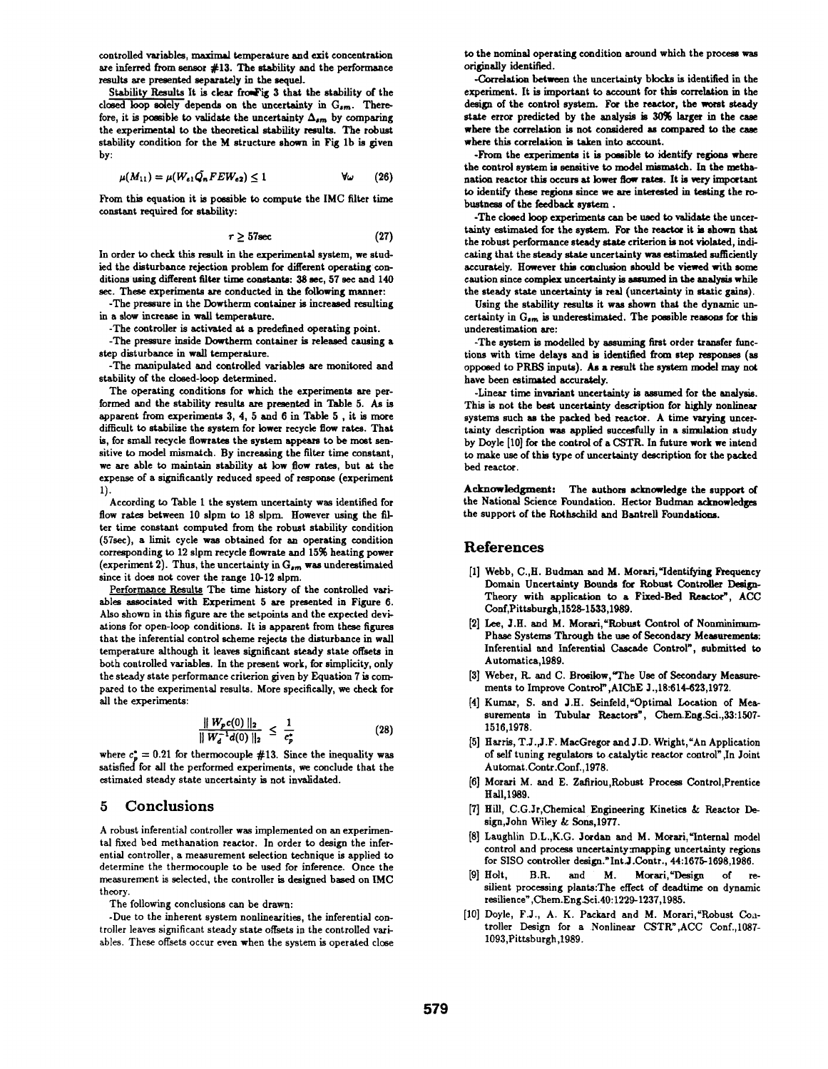controlled variables, maximal temperature and exit concentration are inferred from sensor #13. The stability and the performance results are presented separately in the sequel.

Stability Results It is clear from Fig 3 that the stability of the closed loop solely depends on the uncertainty in $G_{sm}$. Therefore, it is possible to validate the uncertainty $\Delta_{sm}$ by comparing the experimental to the theoretical stability results. The robust stability condition for the M structure shown in Fig 1b is given by:

$$\mu(M_{11}) = \mu(W_{e1}\tilde{Q}_n FEW_{e2}) \leq 1 \qquad \forall\omega \tag{26}$$

From this equation it is possible to compute the IMC filter time constant required for stability:

$$\tau \geq 57\text{sec} \tag{27}$$

In order to check this result in the experimental system, we studied the disturbance rejection problem for different operating conditions using different filter time constants: 38 sec, 57 sec and 140 sec. These experiments are conducted in the following manner:

-The pressure in the Dowtherm container is increased resulting in a slow increase in wall temperature.

-The controller is activated at a predefined operating point.

-The pressure inside Dowtherm container is released causing a step disturbance in wall temperature.

-The manipulated and controlled variables are monitored and stability of the closed-loop determined.

The operating conditions for which the experiments are performed and the stability results are presented in Table 5. As is apparent from experiments 3, 4, 5 and 6 in Table 5 , it is more difficult to stabilize the system for lower recycle flow rates. That is, for small recycle flowrates the system appears to be most sensitive to model mismatch. By increasing the filter time constant, we are able to maintain stability at low flow rates, but at the expense of a significantly reduced speed of response (experiment 1).

According to Table 1 the system uncertainty was identified for flow rates between 10 slpm to 18 slpm. However using the filter time constant computed from the robust stability condition (57sec), a limit cycle was obtained for an operating condition corresponding to 12 slpm recycle flowrate and 15% heating power (experiment 2). Thus, the uncertainty in $G_{sm}$ was underestimated since it does not cover the range 10-12 slpm.

Performance Results The time history of the controlled variables associated with Experiment 5 are presented in Figure 6. Also shown in this figure are the setpoints and the expected deviations for open-loop conditions. It is apparent from these figures that the inferential control scheme rejects the disturbance in wall temperature although it leaves significant steady state offsets in both controlled variables. In the present work, for simplicity, only the steady state performance criterion given by Equation 7 is compared to the experimental results. More specifically, we check for all the experiments:

$$\frac{\| W_p c(0) \|_2}{\| W_d^{-1} d(0) \|_2} \leq \frac{1}{c_p^*} \tag{28}$$

where $c_p^* = 0.21$ for thermocouple #13. Since the inequality was satisfied for all the performed experiments, we conclude that the estimated steady state uncertainty is not invalidated.

## 5 Conclusions

A robust inferential controller was implemented on an experimental fixed bed methanation reactor. In order to design the inferential controller, a measurement selection technique is applied to determine the thermocouple to be used for inference. Once the measurement is selected, the controller is designed based on IMC theory.

The following conclusions can be drawn:

-Due to the inherent system nonlinearities, the inferential controller leaves significant steady state offsets in the controlled variables. These offsets occur even when the system is operated close to the nominal operating condition around which the process was originally identified.

-Correlation between the uncertainty blocks is identified in the experiment. It is important to account for this correlation in the design of the control system. For the reactor, the worst steady state error predicted by the analysis is 30% larger in the case where the correlation is not considered as compared to the case where this correlation is taken into account.

-From the experiments it is possible to identify regions where the control system is sensitive to model mismatch. In the methanation reactor this occurs at lower flow rates. It is very important to identify these regions since we are interested in testing the robustness of the feedback system .

-The closed loop experiments can be used to validate the uncertainty estimated for the system. For the reactor it is shown that the robust performance steady state criterion is not violated, indicating that the steady state uncertainty was estimated sufficiently accurately. However this conclusion should be viewed with some caution since complex uncertainty is assumed in the analysis while the steady state uncertainty is real (uncertainty in static gains).

Using the stability results it was shown that the dynamic uncertainty in $G_{sm}$ is underestimated. The possible reasons for this underestimation are:

-The system is modelled by assuming first order transfer functions with time delays and is identified from step responses (as opposed to PRBS inputs). As a result the system model may not have been estimated accurately.

-Linear time invariant uncertainty is assumed for the analysis. This is not the best uncertainty description for highly nonlinear systems such as the packed bed reactor. A time varying uncertainty description was applied succesfully in a simulation study by Doyle [10] for the control of a CSTR. In future work we intend to make use of this type of uncertainty description for the packed bed reactor.

**Acknowledgment:** The authors acknowledge the support of the National Science Foundation. Hector Budman acknowledges the support of the Rothschild and Bantrell Foundations.

## References

[1] Webb, C.,H. Budman and M. Morari,"Identifying Frequency Domain Uncertainty Bounds for Robust Controller Design-Theory with application to a Fixed-Bed Reactor", ACC Conf,Pittsburgh,1528-1533,1989.

[2] Lee, J.H. and M. Morari,"Robust Control of Nonminimum-Phase Systems Through the use of Secondary Measurements: Inferential and Inferential Cascade Control", submitted to Automatica,1989.

[3] Weber, R. and C. Brosilow,"The Use of Secondary Measurements to Improve Control",AIChE J.,18:614-623,1972.

[4] Kumar, S. and J.H. Seinfeld,"Optimal Location of Measurements in Tubular Reactors", Chem.Eng.Sci.,33:1507-1516,1978.

[5] Harris, T.J.,J.F. MacGregor and J.D. Wright,"An Application of self tuning regulators to catalytic reactor control",In Joint Automat.Contr.Conf.,1978.

[6] Morari M. and E. Zafiriou,Robust Process Control,Prentice Hall,1989.

[7] Hill, C.G.Jr,Chemical Engineering Kinetics & Reactor Design,John Wiley & Sons,1977.

[8] Laughlin D.L.,K.G. Jordan and M. Morari,"Internal model control and process uncertainty:mapping uncertainty regions for SISO controller design."Int.J.Contr., 44:1675-1698,1986.

[9] Holt, B.R. and M. Morari,"Design of resilient processing plants:The effect of deadtime on dynamic resilience",Chem.Eng.Sci.40:1229-1237,1985.

[10] Doyle, F.J., A. K. Packard and M. Morari,"Robust Controller Design for a Nonlinear CSTR",ACC Conf.,1087-1093,Pittsburgh,1989.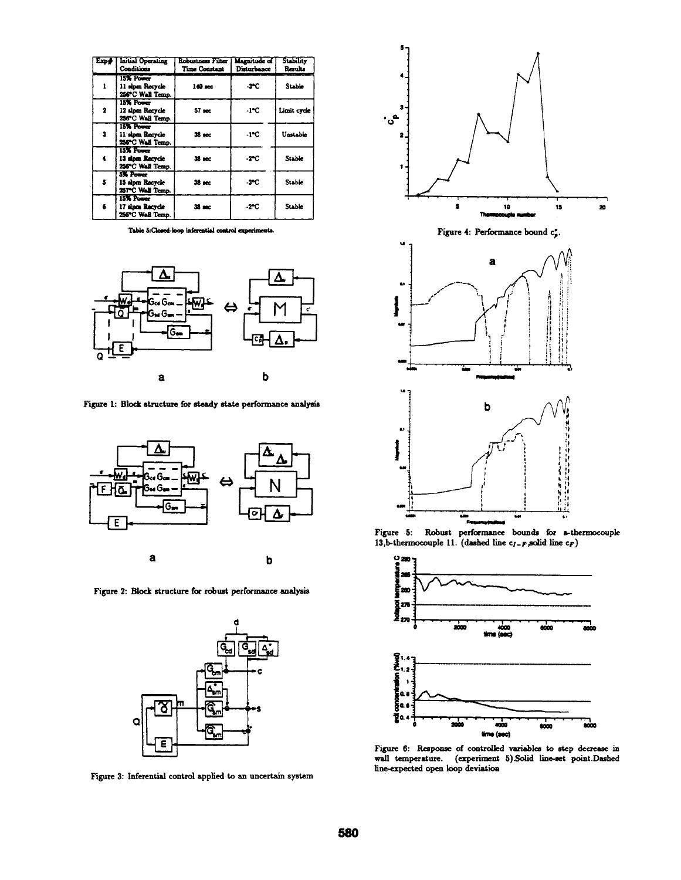| Exp# | Initial Operating Conditions | Robustness Filter Time Constant | Magnitude of Disturbance | Stability Results |
|---|---|---|---|---|
| 1 | 15% Power<br>11 slpm Recycle<br>256°C Wall Temp. | 140 sec | -3°C | Stable |
| 2 | 15% Power<br>12 slpm Recycle<br>256°C Wall Temp. | 57 sec | -1°C | Limit cycle |
| 3 | 15% Power<br>11 slpm Recycle<br>256°C Wall Temp. | 38 sec | -1°C | Unstable |
| 4 | 15% Power<br>13 slpm Recycle<br>256°C Wall Temp. | 38 sec | -2°C | Stable |
| 5 | 5% Power<br>15 slpm Recycle<br>257°C Wall Temp. | 38 sec | -3°C | Stable |
| 6 | 15% Power<br>17 slpm Recycle<br>256°C Wall Temp. | 38 sec | -2°C | Stable |

Table 5: Closed-loop inferential control experiments.

a

b

Figure 1: Block structure for steady state performance analysis

a

b

Figure 2: Block structure for robust performance analysis

Figure 3: Inferential control applied to an uncertain system

Thermocouple number

Figure 4: Performance bound $c_p^*$.

a

b

Figure 5: Robust performance bounds for a-thermocouple 13,b-thermocouple 11. (dashed line $c_{I-F}$,solid line $c_F$)

hotspot temperature C

time (sec)

acid concentration (%vol)

time (sec)

Figure 6: Response of controlled variables to step decrease in wall temperature. (experiment 5).Solid line-set point.Dashed line-expected open loop deviation